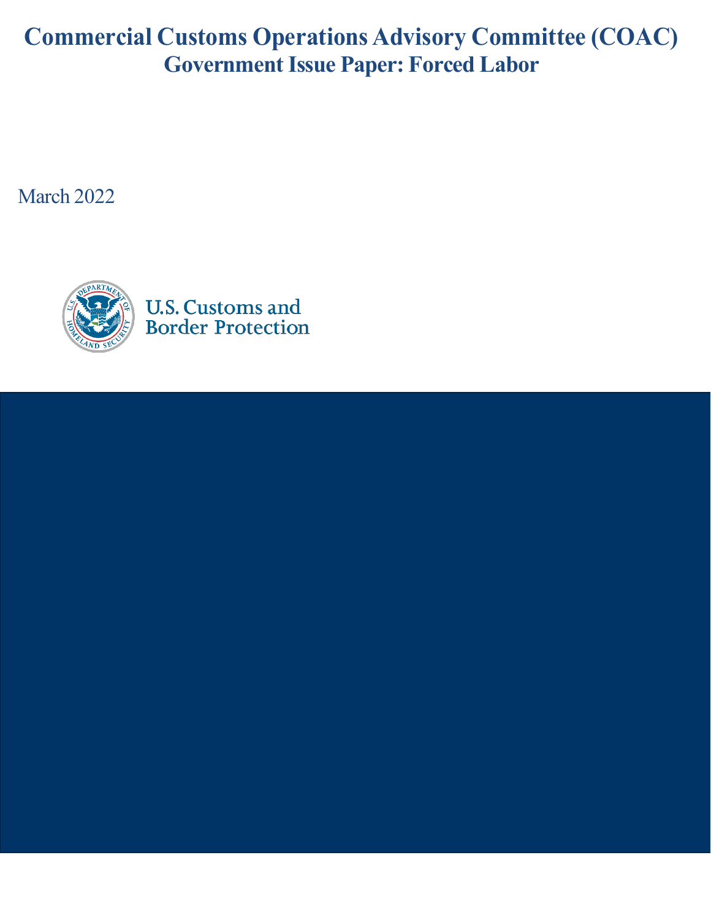# Commercial Customs Operations Advisory Committee (COAC)
## Government Issue Paper: Forced Labor

March 2022

U.S. Customs and Border Protection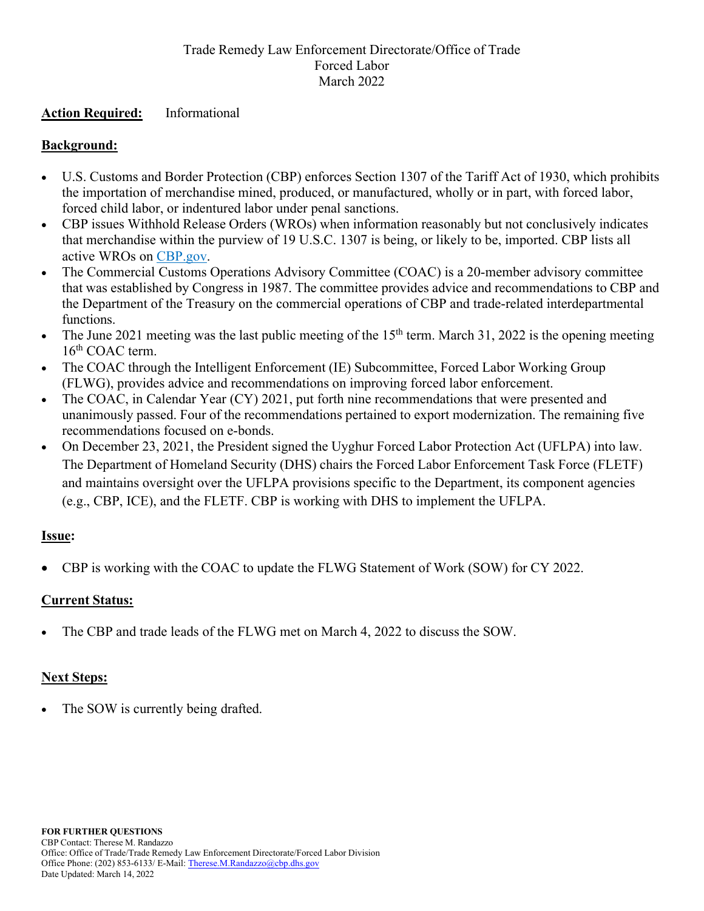Trade Remedy Law Enforcement Directorate/Office of Trade
Forced Labor
March 2022

**Action Required:** Informational

**Background:**

- U.S. Customs and Border Protection (CBP) enforces Section 1307 of the Tariff Act of 1930, which prohibits the importation of merchandise mined, produced, or manufactured, wholly or in part, with forced labor, forced child labor, or indentured labor under penal sanctions.
- CBP issues Withhold Release Orders (WROs) when information reasonably but not conclusively indicates that merchandise within the purview of 19 U.S.C. 1307 is being, or likely to be, imported. CBP lists all active WROs on [CBP.gov](CBP.gov).
- The Commercial Customs Operations Advisory Committee (COAC) is a 20-member advisory committee that was established by Congress in 1987. The committee provides advice and recommendations to CBP and the Department of the Treasury on the commercial operations of CBP and trade-related interdepartmental functions.
- The June 2021 meeting was the last public meeting of the 15th term. March 31, 2022 is the opening meeting 16th COAC term.
- The COAC through the Intelligent Enforcement (IE) Subcommittee, Forced Labor Working Group (FLWG), provides advice and recommendations on improving forced labor enforcement.
- The COAC, in Calendar Year (CY) 2021, put forth nine recommendations that were presented and unanimously passed. Four of the recommendations pertained to export modernization. The remaining five recommendations focused on e-bonds.
- On December 23, 2021, the President signed the Uyghur Forced Labor Protection Act (UFLPA) into law. The Department of Homeland Security (DHS) chairs the Forced Labor Enforcement Task Force (FLETF) and maintains oversight over the UFLPA provisions specific to the Department, its component agencies (e.g., CBP, ICE), and the FLETF. CBP is working with DHS to implement the UFLPA.

**Issue:**

- CBP is working with the COAC to update the FLWG Statement of Work (SOW) for CY 2022.

**Current Status:**

- The CBP and trade leads of the FLWG met on March 4, 2022 to discuss the SOW.

**Next Steps:**

- The SOW is currently being drafted.

**FOR FURTHER QUESTIONS**
CBP Contact: Therese M. Randazzo
Office: Office of Trade/Trade Remedy Law Enforcement Directorate/Forced Labor Division
Office Phone: (202) 853-6133/ E-Mail: Therese.M.Randazzo@cbp.dhs.gov
Date Updated: March 14, 2022